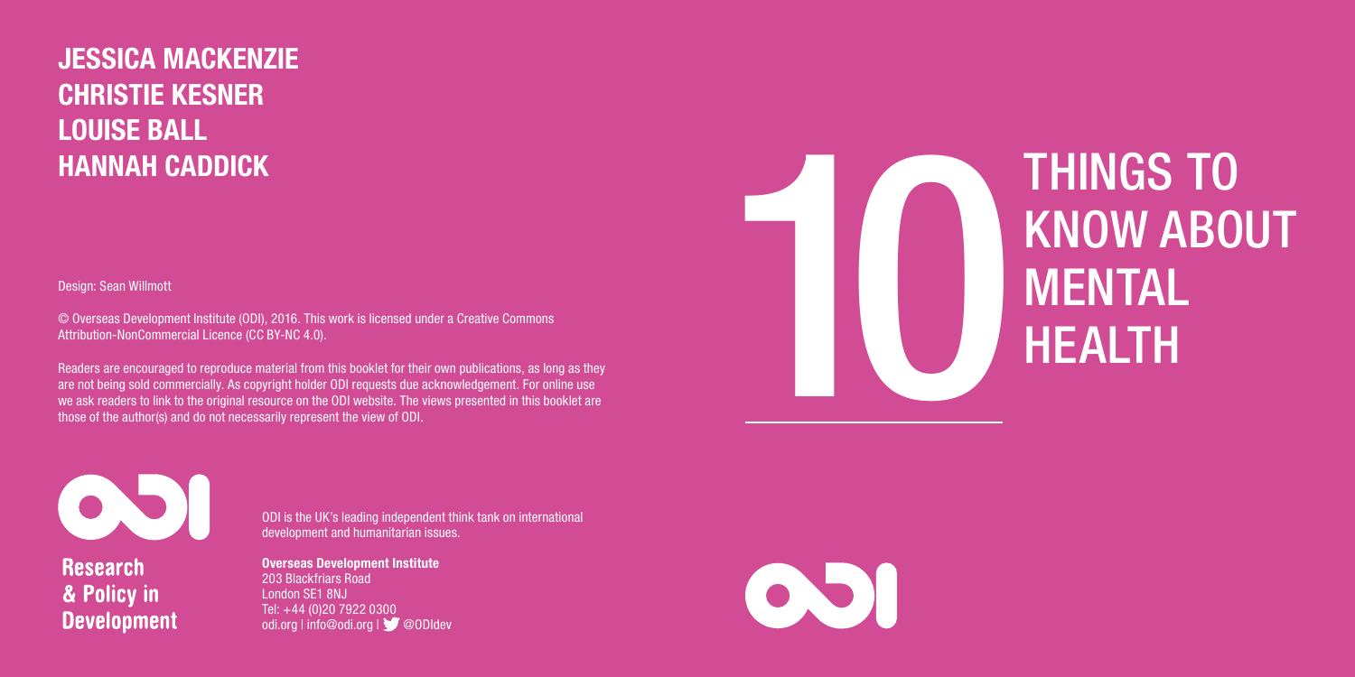# 10 THINGS TO KNOW ABOUT MENTAL HEALTH

**JESSICA MACKENZIE**
**CHRISTIE KESNER**
**LOUISE BALL**
**HANNAH CADDICK**

Design: Sean Willmott

© Overseas Development Institute (ODI), 2016. This work is licensed under a Creative Commons Attribution-NonCommercial Licence (CC BY-NC 4.0).

Readers are encouraged to reproduce material from this booklet for their own publications, as long as they are not being sold commercially. As copyright holder ODI requests due acknowledgement. For online use we ask readers to link to the original resource on the ODI website. The views presented in this booklet are those of the author(s) and do not necessarily represent the view of ODI.

Research & Policy in Development

ODI is the UK's leading independent think tank on international development and humanitarian issues.

**Overseas Development Institute**
203 Blackfriars Road
London SE1 8NJ
Tel: +44 (0)20 7922 0300
odi.org | info@odi.org | @ODIdev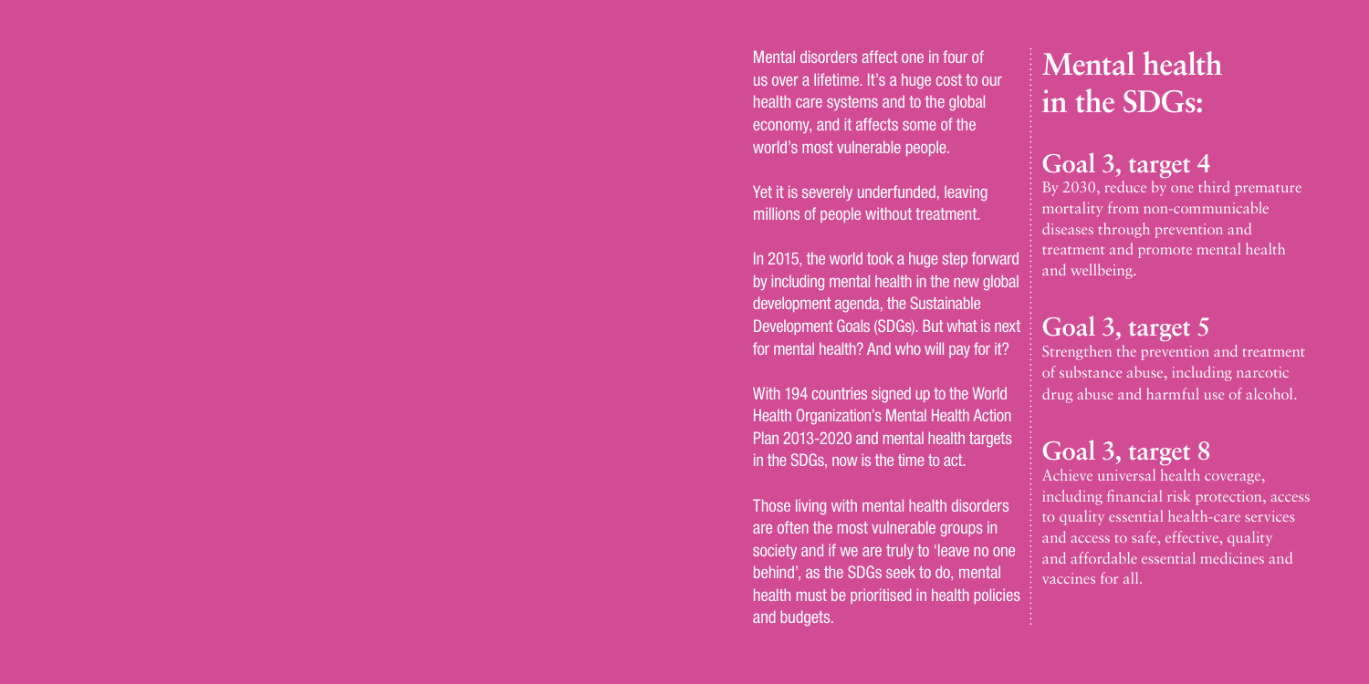Mental disorders affect one in four of us over a lifetime. It's a huge cost to our health care systems and to the global economy, and it affects some of the world's most vulnerable people.

Yet it is severely underfunded, leaving millions of people without treatment.

In 2015, the world took a huge step forward by including mental health in the new global development agenda, the Sustainable Development Goals (SDGs). But what is next for mental health? And who will pay for it?

With 194 countries signed up to the World Health Organization's Mental Health Action Plan 2013-2020 and mental health targets in the SDGs, now is the time to act.

Those living with mental health disorders are often the most vulnerable groups in society and if we are truly to 'leave no one behind', as the SDGs seek to do, mental health must be prioritised in health policies and budgets.

# Mental health in the SDGs:

## Goal 3, target 4

By 2030, reduce by one third premature mortality from non-communicable diseases through prevention and treatment and promote mental health and wellbeing.

## Goal 3, target 5

Strengthen the prevention and treatment of substance abuse, including narcotic drug abuse and harmful use of alcohol.

## Goal 3, target 8

Achieve universal health coverage, including financial risk protection, access to quality essential health-care services and access to safe, effective, quality and affordable essential medicines and vaccines for all.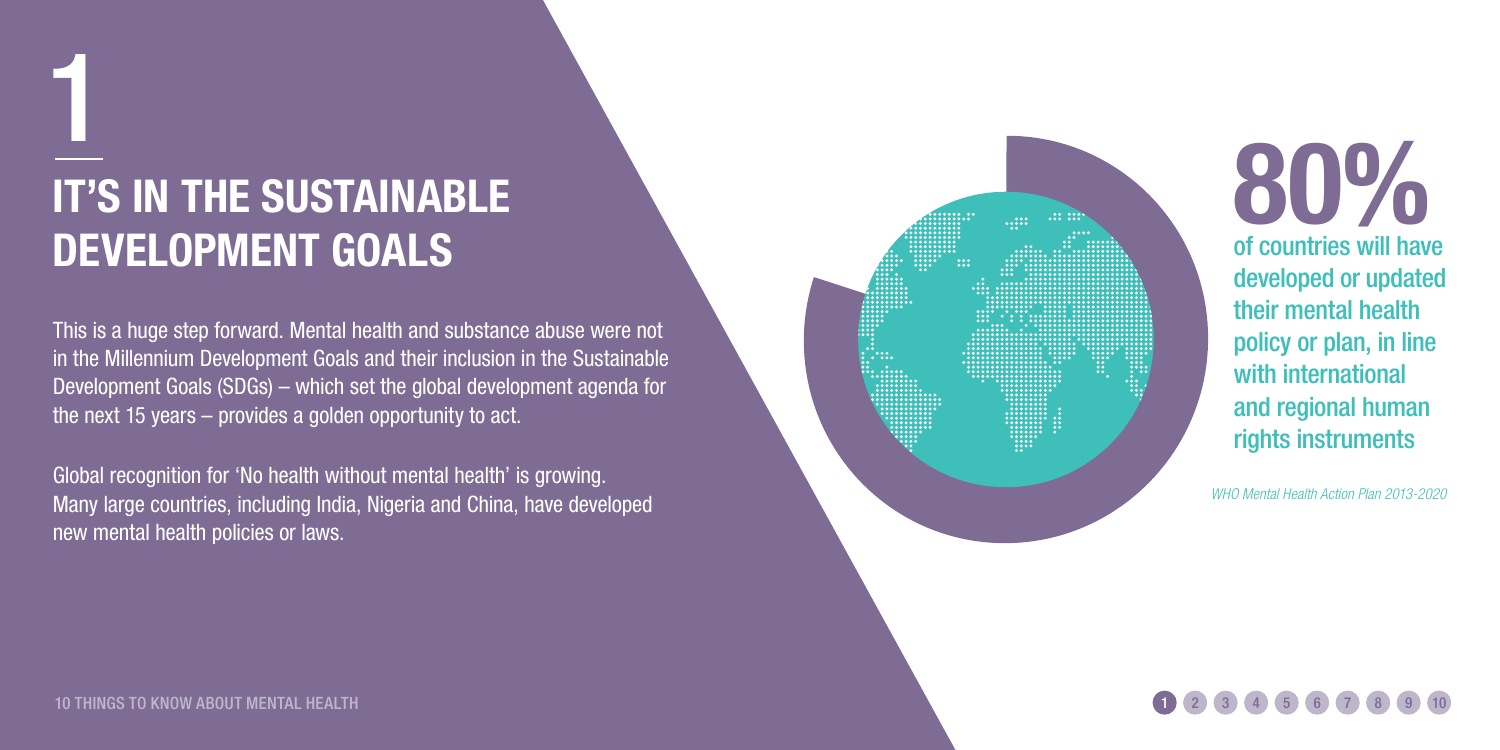# 1

## IT'S IN THE SUSTAINABLE DEVELOPMENT GOALS

This is a huge step forward. Mental health and substance abuse were not in the Millennium Development Goals and their inclusion in the Sustainable Development Goals (SDGs) – which set the global development agenda for the next 15 years – provides a golden opportunity to act.

Global recognition for 'No health without mental health' is growing. Many large countries, including India, Nigeria and China, have developed new mental health policies or laws.

**80%**

**of countries will have developed or updated their mental health policy or plan, in line with international and regional human rights instruments**

*WHO Mental Health Action Plan 2013-2020*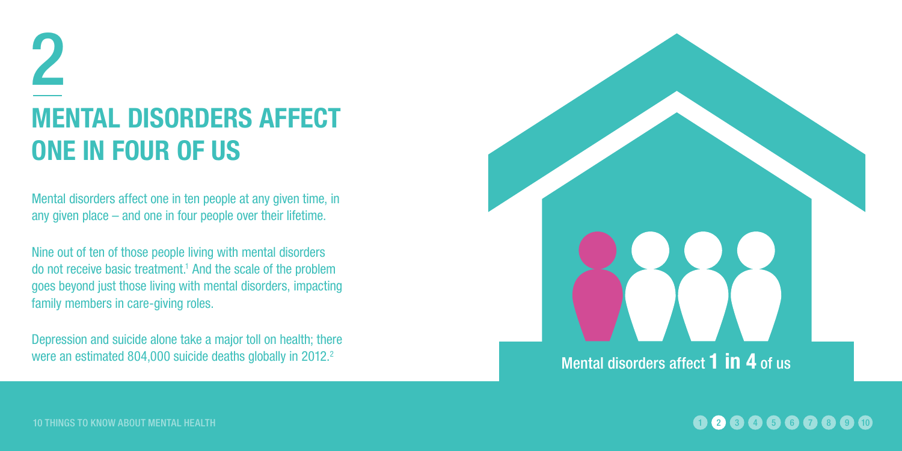# 2

## MENTAL DISORDERS AFFECT ONE IN FOUR OF US

Mental disorders affect one in ten people at any given time, in any given place – and one in four people over their lifetime.

Nine out of ten of those people living with mental disorders do not receive basic treatment.[1] And the scale of the problem goes beyond just those living with mental disorders, impacting family members in care-giving roles.

Depression and suicide alone take a major toll on health; there were an estimated 804,000 suicide deaths globally in 2012.[2]

Mental disorders affect **1 in 4** of us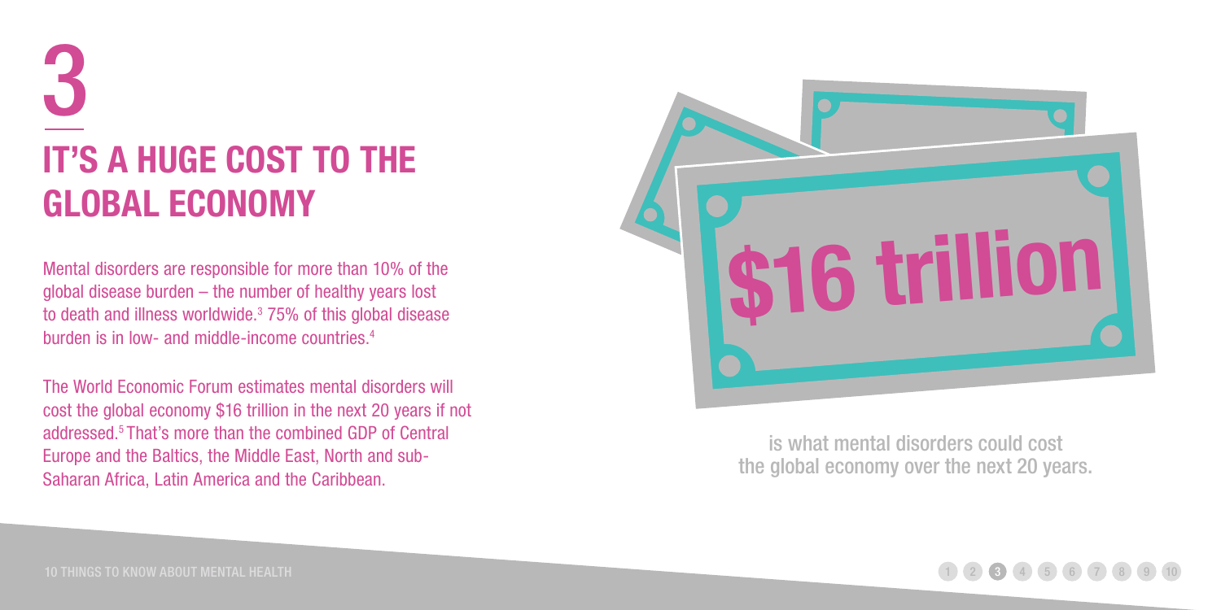# 3

## IT'S A HUGE COST TO THE GLOBAL ECONOMY

Mental disorders are responsible for more than 10% of the global disease burden – the number of healthy years lost to death and illness worldwide.[3] 75% of this global disease burden is in low- and middle-income countries.[4]

The World Economic Forum estimates mental disorders will cost the global economy $16 trillion in the next 20 years if not addressed.[5] That's more than the combined GDP of Central Europe and the Baltics, the Middle East, North and sub-Saharan Africa, Latin America and the Caribbean.

**$16 trillion**

is what mental disorders could cost the global economy over the next 20 years.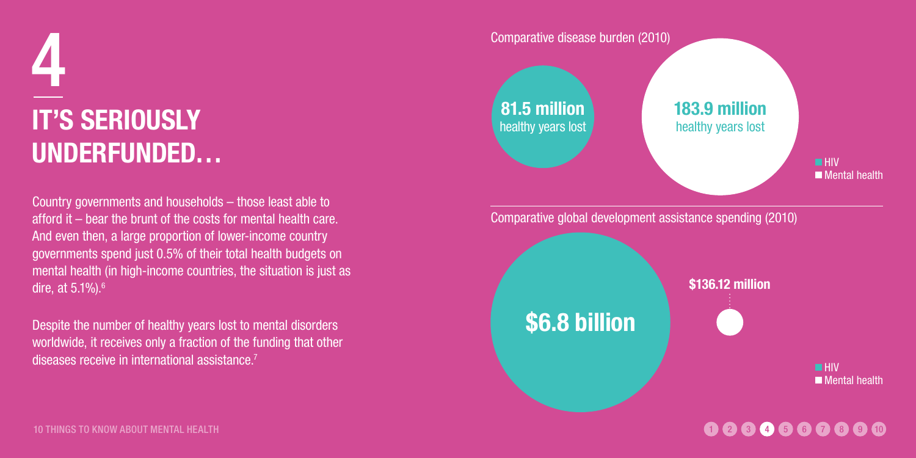# 4

## IT'S SERIOUSLY UNDERFUNDED…

Country governments and households – those least able to afford it – bear the brunt of the costs for mental health care. And even then, a large proportion of lower-income country governments spend just 0.5% of their total health budgets on mental health (in high-income countries, the situation is just as dire, at 5.1%).[6]

Despite the number of healthy years lost to mental disorders worldwide, it receives only a fraction of the funding that other diseases receive in international assistance.[7]

Comparative disease burden (2010)

81.5 million healthy years lost

183.9 million healthy years lost

HIV
Mental health

Comparative global development assistance spending (2010)

$6.8 billion

$136.12 million

HIV
Mental health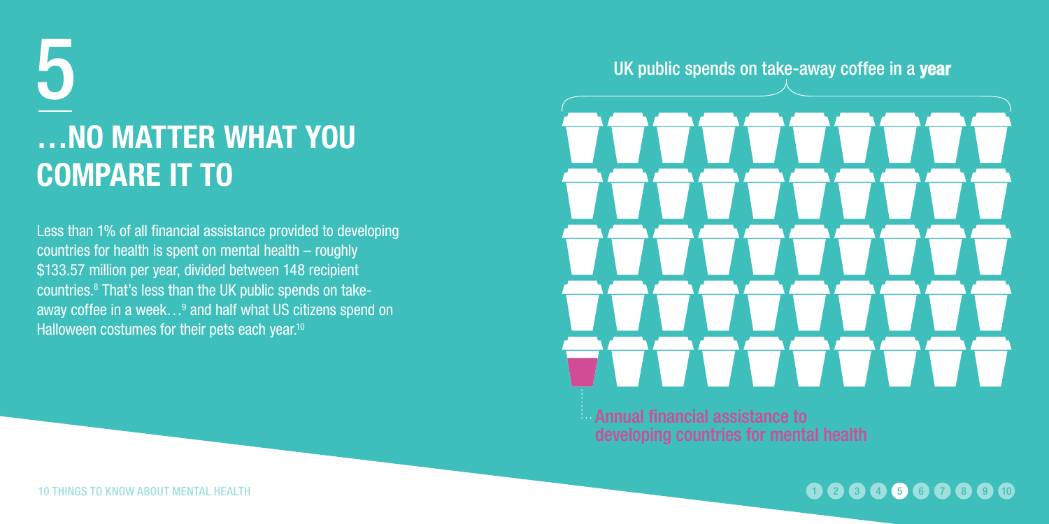# 5

## …NO MATTER WHAT YOU COMPARE IT TO

Less than 1% of all financial assistance provided to developing countries for health is spent on mental health – roughly $133.57 million per year, divided between 148 recipient countries.[8] That's less than the UK public spends on take-away coffee in a week…[9] and half what US citizens spend on Halloween costumes for their pets each year.[10]

UK public spends on take-away coffee in a **year**

Annual financial assistance to developing countries for mental health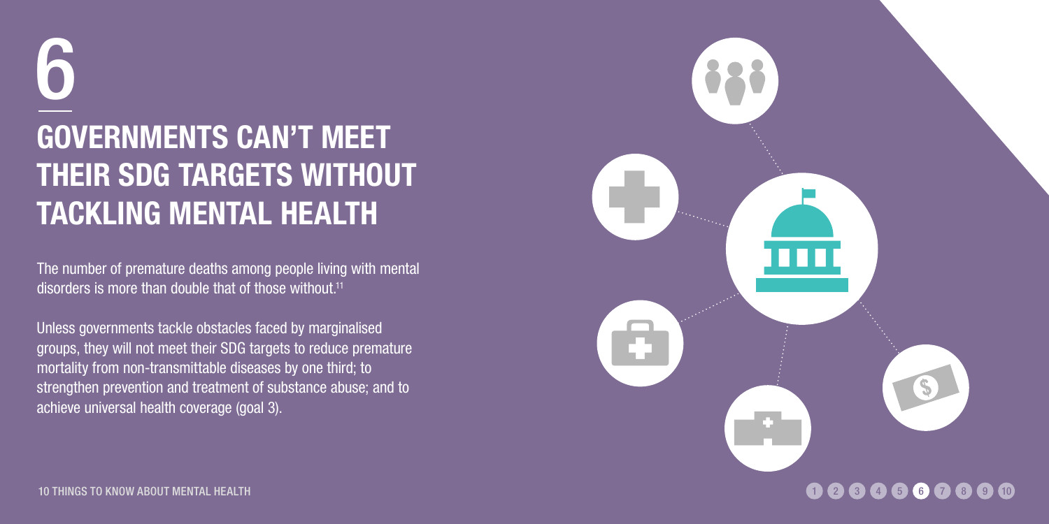# 6

## GOVERNMENTS CAN'T MEET THEIR SDG TARGETS WITHOUT TACKLING MENTAL HEALTH

The number of premature deaths among people living with mental disorders is more than double that of those without.[11]

Unless governments tackle obstacles faced by marginalised groups, they will not meet their SDG targets to reduce premature mortality from non-transmittable diseases by one third; to strengthen prevention and treatment of substance abuse; and to achieve universal health coverage (goal 3).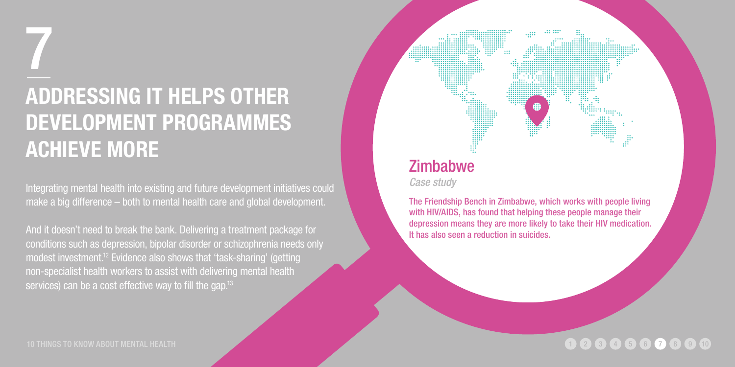# 7

## ADDRESSING IT HELPS OTHER DEVELOPMENT PROGRAMMES ACHIEVE MORE

Integrating mental health into existing and future development initiatives could make a big difference – both to mental health care and global development.

And it doesn't need to break the bank. Delivering a treatment package for conditions such as depression, bipolar disorder or schizophrenia needs only modest investment.[12] Evidence also shows that 'task-sharing' (getting non-specialist health workers to assist with delivering mental health services) can be a cost effective way to fill the gap.[13]

### Zimbabwe

*Case study*

The Friendship Bench in Zimbabwe, which works with people living with HIV/AIDS, has found that helping these people manage their depression means they are more likely to take their HIV medication. It has also seen a reduction in suicides.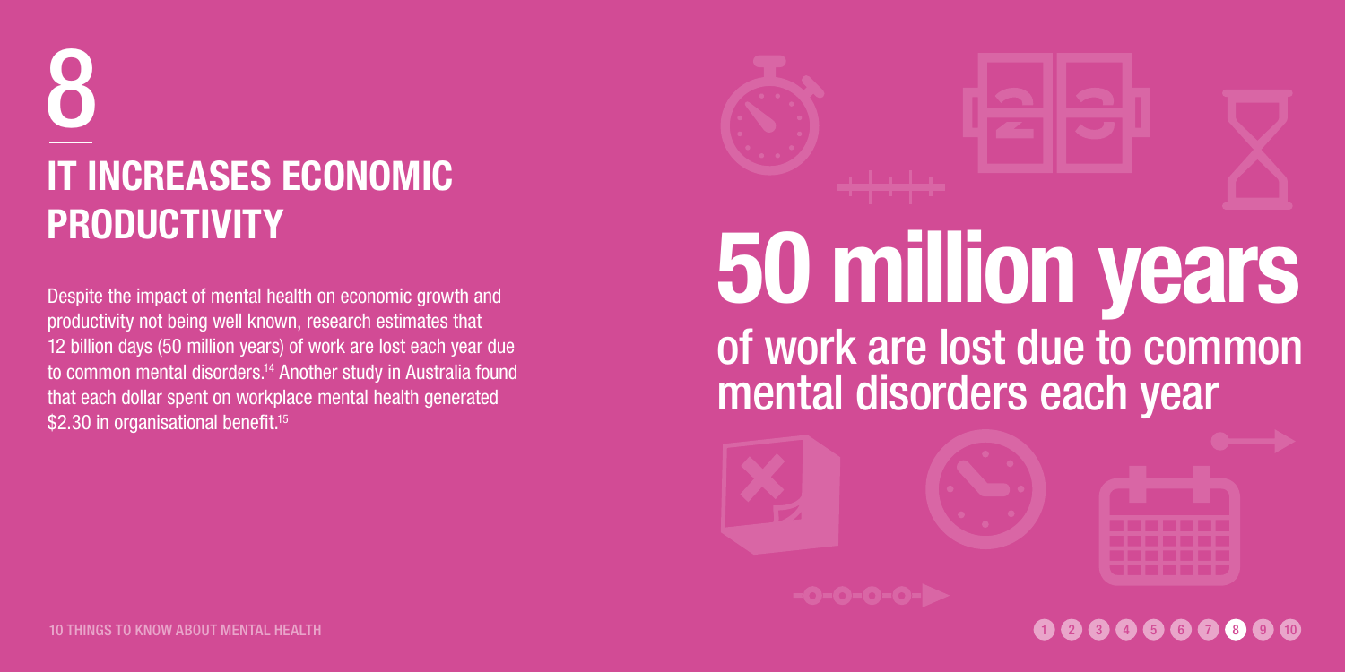# 8

## IT INCREASES ECONOMIC PRODUCTIVITY

Despite the impact of mental health on economic growth and productivity not being well known, research estimates that 12 billion days (50 million years) of work are lost each year due to common mental disorders.[14] Another study in Australia found that each dollar spent on workplace mental health generated $2.30 in organisational benefit.[15]

**50 million years**

of work are lost due to common mental disorders each year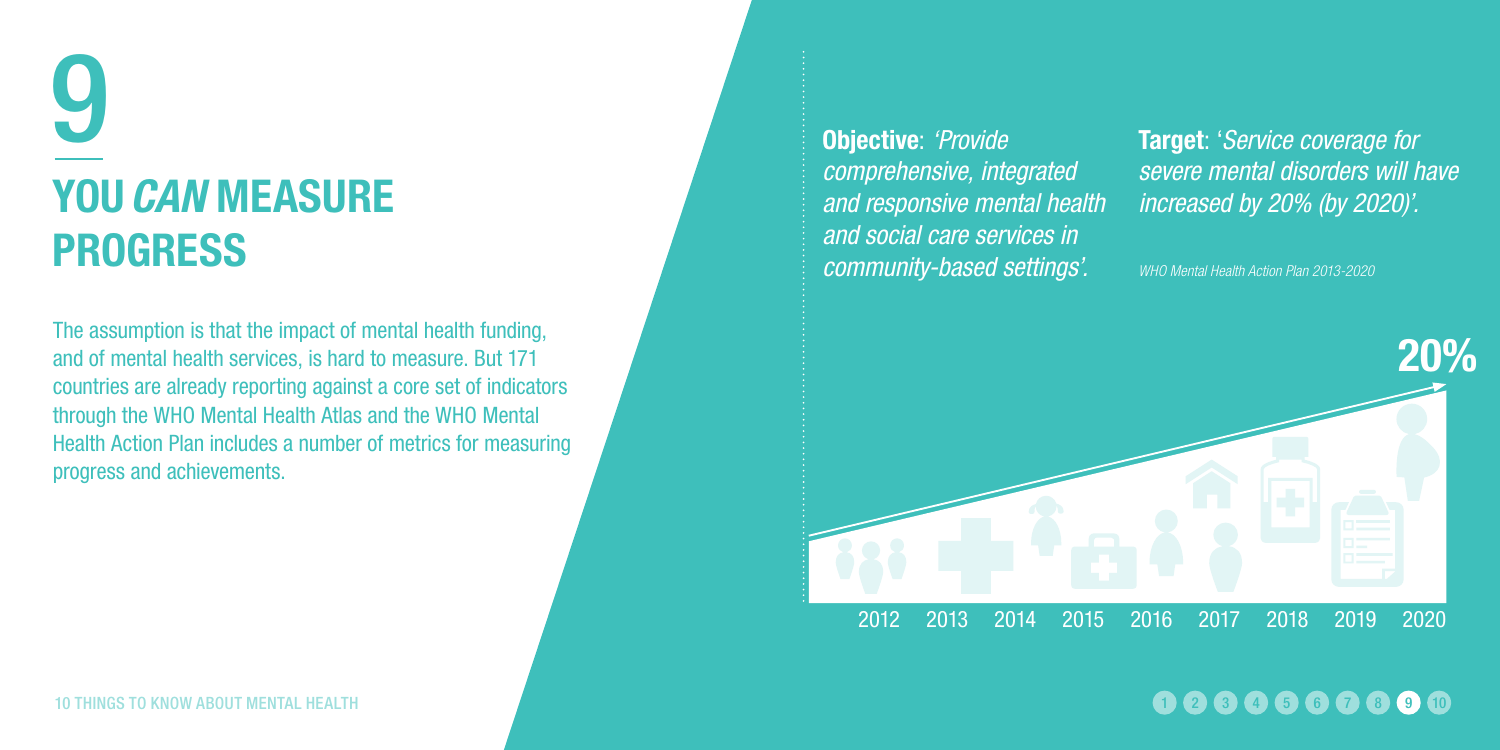# 9

## YOU *CAN* MEASURE PROGRESS

The assumption is that the impact of mental health funding, and of mental health services, is hard to measure. But 171 countries are already reporting against a core set of indicators through the WHO Mental Health Atlas and the WHO Mental Health Action Plan includes a number of metrics for measuring progress and achievements.

**Objective**: *'Provide comprehensive, integrated and responsive mental health and social care services in community-based settings'.*

**Target**: '*Service coverage for severe mental disorders will have increased by 20% (by 2020)'.*

*WHO Mental Health Action Plan 2013-2020*

20%

2012 2013 2014 2015 2016 2017 2018 2019 2020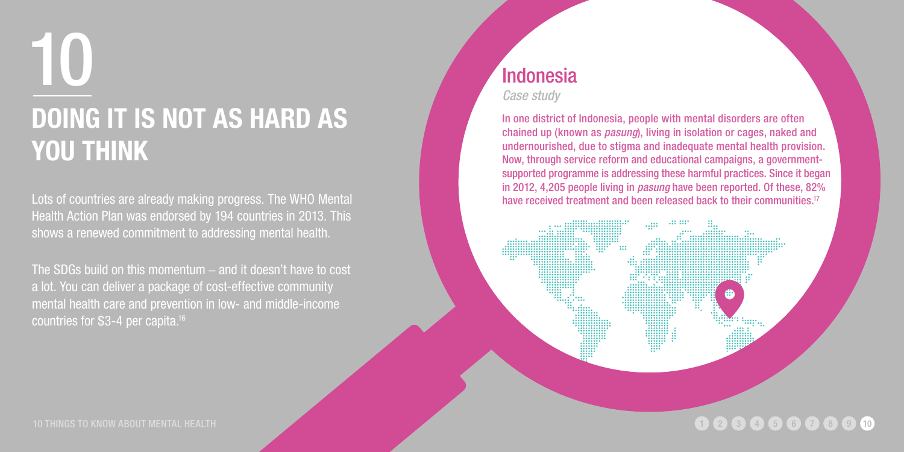# 10

## DOING IT IS NOT AS HARD AS YOU THINK

Lots of countries are already making progress. The WHO Mental Health Action Plan was endorsed by 194 countries in 2013. This shows a renewed commitment to addressing mental health.

The SDGs build on this momentum – and it doesn't have to cost a lot. You can deliver a package of cost-effective community mental health care and prevention in low- and middle-income countries for $3-4 per capita.[16]

### Indonesia

*Case study*

In one district of Indonesia, people with mental disorders are often chained up (known as *pasung*), living in isolation or cages, naked and undernourished, due to stigma and inadequate mental health provision. Now, through service reform and educational campaigns, a government-supported programme is addressing these harmful practices. Since it began in 2012, 4,205 people living in *pasung* have been reported. Of these, 82% have received treatment and been released back to their communities.[17]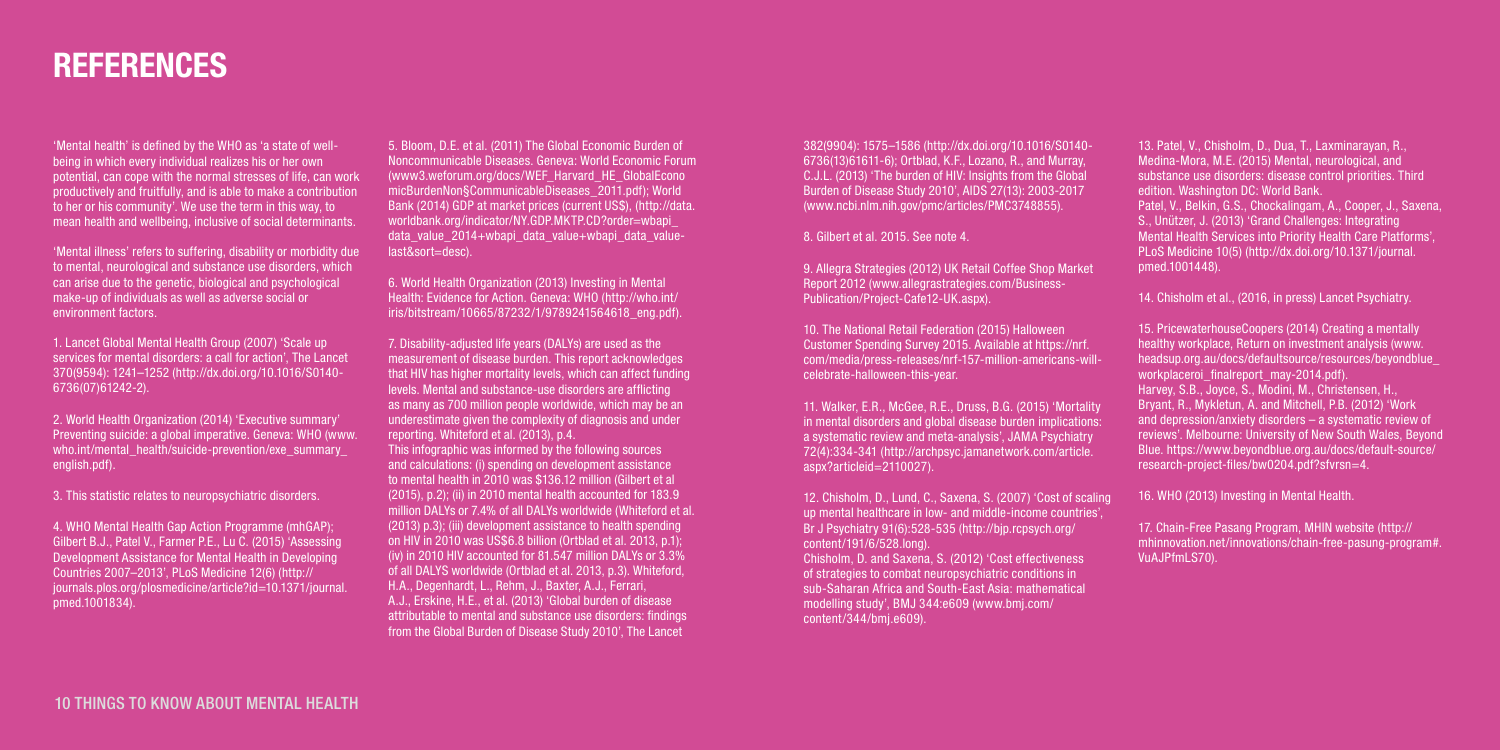# REFERENCES

'Mental health' is defined by the WHO as 'a state of well-being in which every individual realizes his or her own potential, can cope with the normal stresses of life, can work productively and fruitfully, and is able to make a contribution to her or his community'. We use the term in this way, to mean health and wellbeing, inclusive of social determinants.

'Mental illness' refers to suffering, disability or morbidity due to mental, neurological and substance use disorders, which can arise due to the genetic, biological and psychological make-up of individuals as well as adverse social or environment factors.

1. Lancet Global Mental Health Group (2007) 'Scale up services for mental disorders: a call for action', The Lancet 370(9594): 1241–1252 (http://dx.doi.org/10.1016/S0140-6736(07)61242-2).

2. World Health Organization (2014) 'Executive summary' Preventing suicide: a global imperative. Geneva: WHO (www.who.int/mental_health/suicide-prevention/exe_summary_english.pdf).

3. This statistic relates to neuropsychiatric disorders.

4. WHO Mental Health Gap Action Programme (mhGAP); Gilbert B.J., Patel V., Farmer P.E., Lu C. (2015) 'Assessing Development Assistance for Mental Health in Developing Countries 2007–2013', PLoS Medicine 12(6) (http://journals.plos.org/plosmedicine/article?id=10.1371/journal.pmed.1001834).

5. Bloom, D.E. et al. (2011) The Global Economic Burden of Noncommunicable Diseases. Geneva: World Economic Forum (www3.weforum.org/docs/WEF_Harvard_HE_GlobalEconomicBurdenNon§CommunicableDiseases_2011.pdf); World Bank (2014) GDP at market prices (current US$), (http://data.worldbank.org/indicator/NY.GDP.MKTP.CD?order=wbapi_data_value_2014+wbapi_data_value+wbapi_data_value-last&sort=desc).

6. World Health Organization (2013) Investing in Mental Health: Evidence for Action. Geneva: WHO (http://who.int/iris/bitstream/10665/87232/1/9789241564618_eng.pdf).

7. Disability-adjusted life years (DALYs) are used as the measurement of disease burden. This report acknowledges that HIV has higher mortality levels, which can affect funding levels. Mental and substance-use disorders are afflicting as many as 700 million people worldwide, which may be an underestimate given the complexity of diagnosis and under reporting. Whiteford et al. (2013), p.4.
This infographic was informed by the following sources and calculations: (i) spending on development assistance to mental health in 2010 was $136.12 million (Gilbert et al (2015), p.2); (ii) in 2010 mental health accounted for 183.9 million DALYs or 7.4% of all DALYs worldwide (Whiteford et al. (2013) p.3); (iii) development assistance to health spending on HIV in 2010 was US$6.8 billion (Ortblad et al. 2013, p.1); (iv) in 2010 HIV accounted for 81.547 million DALYs or 3.3% of all DALYS worldwide (Ortblad et al. 2013, p.3). Whiteford, H.A., Degenhardt, L., Rehm, J., Baxter, A.J., Ferrari, A.J., Erskine, H.E., et al. (2013) 'Global burden of disease attributable to mental and substance use disorders: findings from the Global Burden of Disease Study 2010', The Lancet 382(9904): 1575–1586 (http://dx.doi.org/10.1016/S0140-6736(13)61611-6); Ortblad, K.F., Lozano, R., and Murray, C.J.L. (2013) 'The burden of HIV: Insights from the Global Burden of Disease Study 2010', AIDS 27(13): 2003-2017 (www.ncbi.nlm.nih.gov/pmc/articles/PMC3748855).

8. Gilbert et al. 2015. See note 4.

9. Allegra Strategies (2012) UK Retail Coffee Shop Market Report 2012 (www.allegrastrategies.com/Business-Publication/Project-Cafe12-UK.aspx).

10. The National Retail Federation (2015) Halloween Customer Spending Survey 2015. Available at https://nrf.com/media/press-releases/nrf-157-million-americans-will-celebrate-halloween-this-year.

11. Walker, E.R., McGee, R.E., Druss, B.G. (2015) 'Mortality in mental disorders and global disease burden implications: a systematic review and meta-analysis', JAMA Psychiatry 72(4):334-341 (http://archpsyc.jamanetwork.com/article.aspx?articleid=2110027).

12. Chisholm, D., Lund, C., Saxena, S. (2007) 'Cost of scaling up mental healthcare in low- and middle-income countries', Br J Psychiatry 91(6):528-535 (http://bjp.rcpsych.org/content/191/6/528.long).
Chisholm, D. and Saxena, S. (2012) 'Cost effectiveness of strategies to combat neuropsychiatric conditions in sub-Saharan Africa and South-East Asia: mathematical modelling study', BMJ 344:e609 (www.bmj.com/content/344/bmj.e609).

13. Patel, V., Chisholm, D., Dua, T., Laxminarayan, R., Medina-Mora, M.E. (2015) Mental, neurological, and substance use disorders: disease control priorities. Third edition. Washington DC: World Bank.
Patel, V., Belkin, G.S., Chockalingam, A., Cooper, J., Saxena, S., Unützer, J. (2013) 'Grand Challenges: Integrating Mental Health Services into Priority Health Care Platforms', PLoS Medicine 10(5) (http://dx.doi.org/10.1371/journal.pmed.1001448).

14. Chisholm et al., (2016, in press) Lancet Psychiatry.

15. PricewaterhouseCoopers (2014) Creating a mentally healthy workplace, Return on investment analysis (www.headsup.org.au/docs/defaultsource/resources/beyondblue_workplaceroi_finalreport_may-2014.pdf).
Harvey, S.B., Joyce, S., Modini, M., Christensen, H., Bryant, R., Mykletun, A. and Mitchell, P.B. (2012) 'Work and depression/anxiety disorders – a systematic review of reviews'. Melbourne: University of New South Wales, Beyond Blue. https://www.beyondblue.org.au/docs/default-source/research-project-files/bw0204.pdf?sfvrsn=4.

16. WHO (2013) Investing in Mental Health.

17. Chain-Free Pasang Program, MHIN website (http://mhinnovation.net/innovations/chain-free-pasung-program#.VuAJPfmLS70).